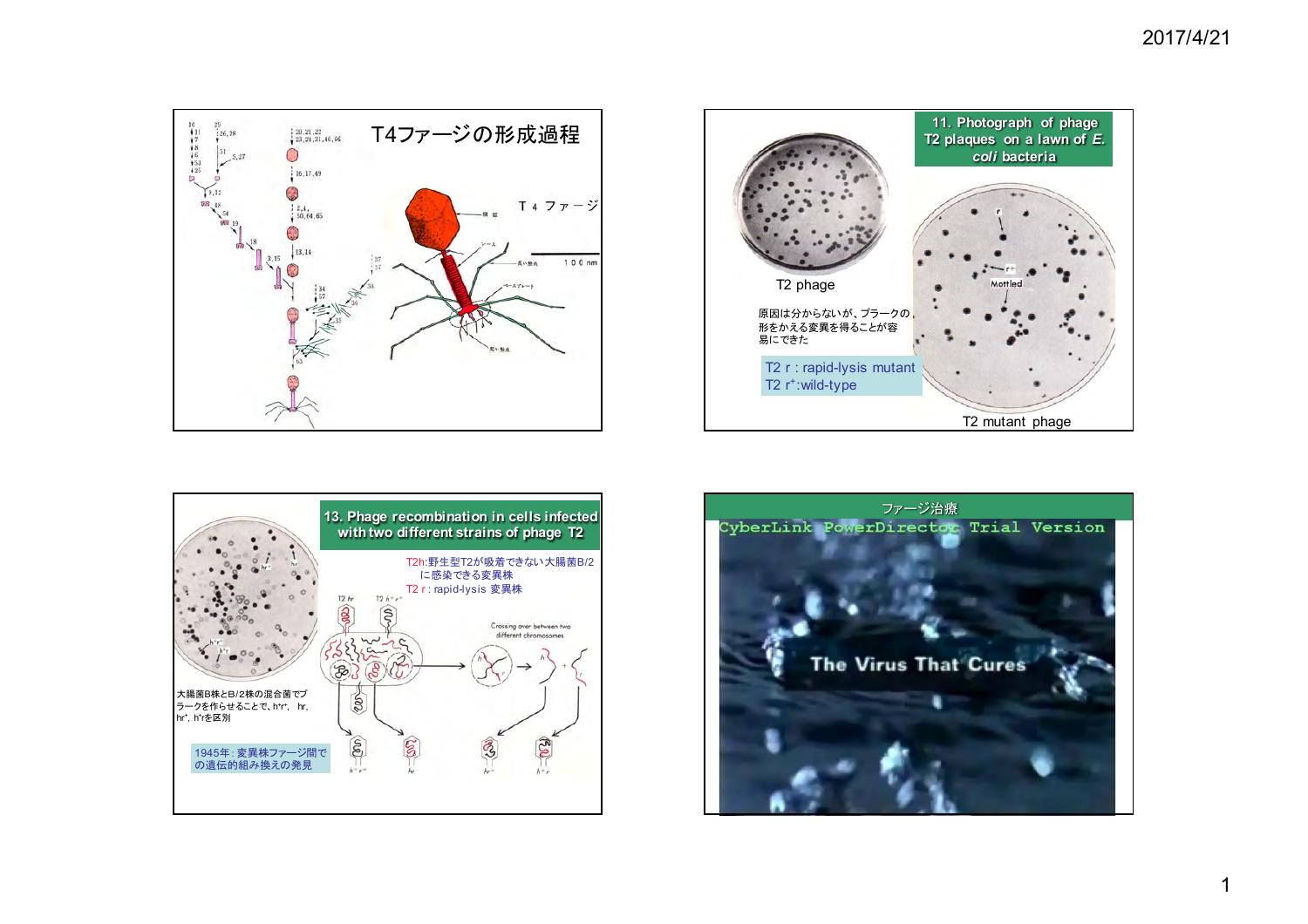## T4ファージの形成過程

T 4 ファージ

100 nm

## 11. Photograph of phage T2 plaques on a lawn of *E. coli* bacteria

T2 phage

原因は分からないが、プラークの形をかえる変異を得ることが容易にできた

T2 r : rapid-lysis mutant
T2 r$^+$:wild-type

T2 mutant phage

## 13. Phage recombination in cells infected with two different strains of phage T2

T2h:野生型T2が吸着できない大腸菌B/2に感染できる変異株
T2 r : rapid-lysis 変異株

大腸菌B株とB/2株の混合菌でプラークを作らせることで、h$^+$r$^+$, hr, hr$^+$, h$^+$rを区別

1945年：変異株ファージ間での遺伝的組み換えの発見

Crossing over between two different chromosomes

## ファージ治療

CyberLink PowerDirector Trial Version

The Virus That Cures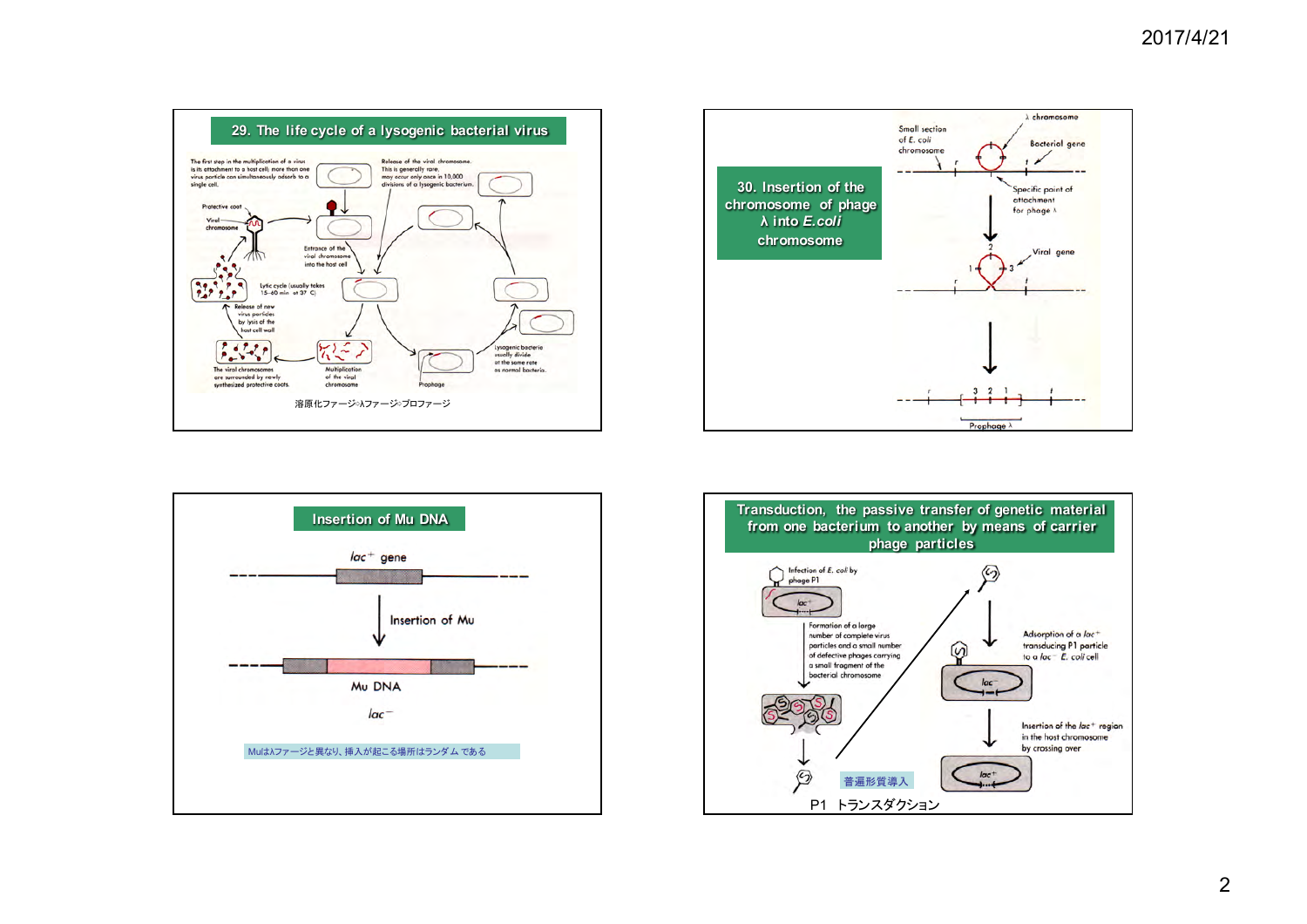## 29. The life cycle of a lysogenic bacterial virus

The first step in the multiplication of a virus is its attachment to a host cell; more than one virus particle can simultaneously adsorb to a single cell.

Release of the viral chromosome. This is generally rare, may occur only once in 10,000 divisions of a lysogenic bacterium.

Protective coat

Viral chromosome

Entrance of the viral chromosome into the host cell

Lytic cycle (usually takes 15–60 min at 37 C)

Release of new virus particles by lysis of the host cell wall

The viral chromosomes are surrounded by newly synthesized protective coats.

Multiplication of the viral chromosome

Prophage

Lysogenic bacteria usually divide at the same rate as normal bacteria.

溶原化ファージ◇λファージ◇プロファージ

## 30. Insertion of the chromosome of phage λ into *E.coli* chromosome

λ chromosome

Small section of *E. coli* chromosome

Bacterial gene

Specific point of attachment for phage λ

Viral gene

Prophage λ

## Insertion of Mu DNA

*lac*$^+$ gene

Insertion of Mu

Mu DNA

*lac*$^-$

Muはλファージと異なり、挿入が起こる場所はランダム である

## Transduction, the passive transfer of genetic material from one bacterium to another by means of carrier phage particles

Infection of *E. coli* by phage P1

Formation of a large number of complete virus particles and a small number of defective phages carrying a small fragment of the bacterial chromosome

Adsorption of a *lac*$^+$ transducing P1 particle to a *lac*$^-$ *E. coli* cell

Insertion of the *lac*$^+$ region in the host chromosome by crossing over

普遍形質導入

P1 トランスダクション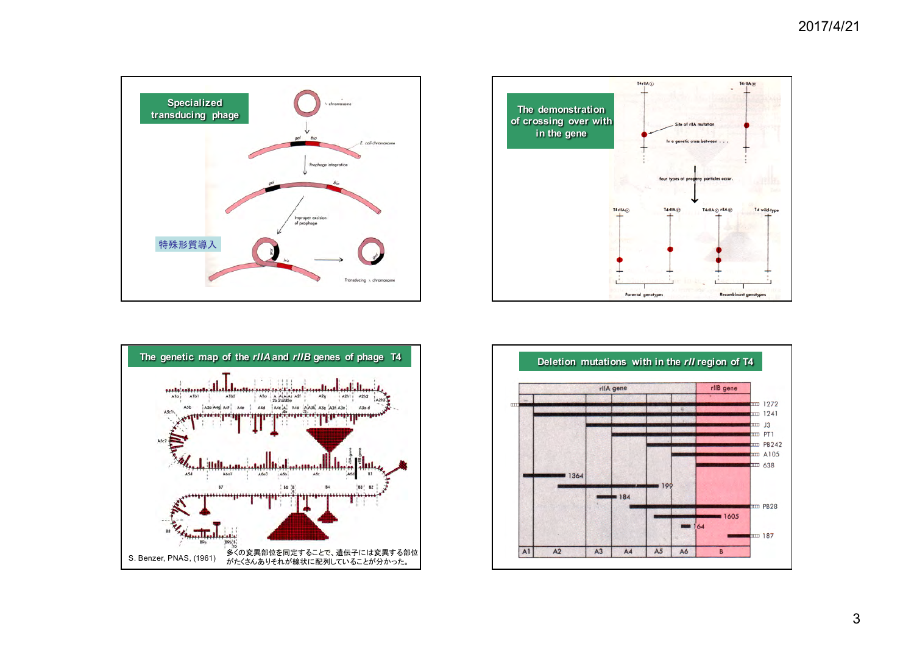## Specialized transducing phage

λ chromosome

gal bio

E. coli chromosome

Prophage integration

Improper excision of prophage

特殊形質導入

Transducing λ chromosome

## The demonstration of crossing over with in the gene

T4 rIIA

Site of rIIA mutation

In a genetic cross between . . .

four types of progeny particles occur.

Parental genotypes

Recombinant genotypes

T4 wild-type

## The genetic map of the *rIIA* and *rIIB* genes of phage T4

S. Benzer, PNAS, (1961)

多くの変異部位を同定することで、遺伝子には変異する部位がたくさんありそれが線状に配列していることが分かった。

## Deletion mutations with in the *rII* region of T4

rIIA gene | rIIB gene

1272, 1241, J3, PT1, PB242, A105, 638, 1364, 199, 184, PB28, 1605, 164, 187

A1, A2, A3, A4, A5, A6, B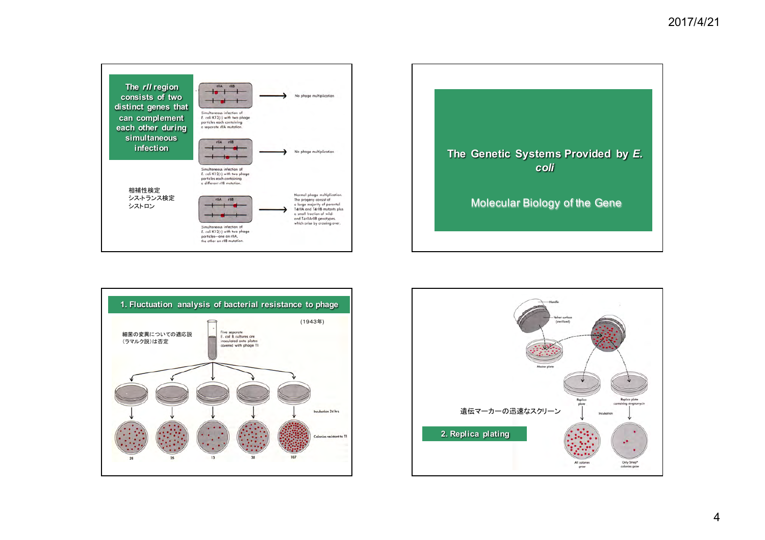The *rII* region consists of two distinct genes that can complement each other during simultaneous infection

rIIA rIIB

No phage multiplication

Simultaneous infection of E. coli K12(λ) with two phage particles each containing a separate rIIA mutation.

rIIA rIIB

No phage multiplication

Simultaneous infection of E. coli K12(λ) with two phage particles each containing a different rIIB mutation.

相補性検定
シス-トランス検定
シストロン

rIIA rIIB

Normal phage multiplication. The progeny consist of a large majority of parental T4rIIA and T4rIIB mutants plus a small fraction of wild and T4rIIArIIB genotypes, which arise by crossing-over.

Simultaneous infection of E. coli K12(λ) with two phage particles—one an rIIA, the other an rIIB mutation.

## The Genetic Systems Provided by *E. coli*

Molecular Biology of the Gene

## 1. Fluctuation analysis of bacterial resistance to phage

（1943年）

細菌の変異についての適応説（ラマルク説）は否定

Five separate E. coli B cultures are inoculated onto plates covered with phage T1

Incubation 24 hrs

Colonies resistant to T1

28 35 13 38 107

## 2. Replica plating

遺伝マーカーの迅速なスクリーン

Handle

Velvet surface (sterilized)

Master plate

Replica plate

Replica plate containing streptomycin

Incubation

All colonies grow

Only Strep[r] colonies grow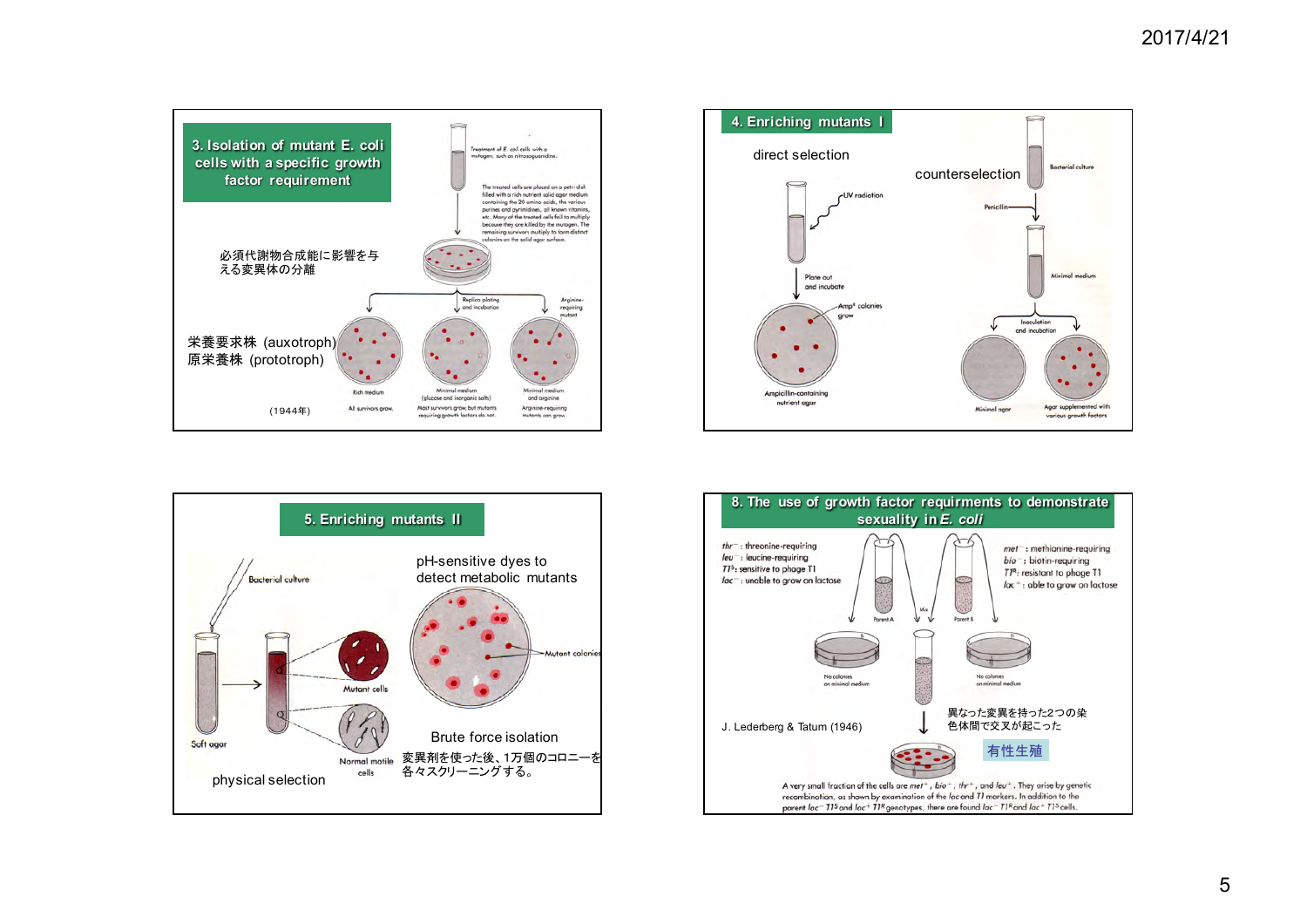## 3. Isolation of mutant E. coli cells with a specific growth factor requirement

Treatment of E. coli cells with a mutagen, such as nitrosoguanidine.

The treated cells are placed on a petri dish filled with a rich nutrient solid agar medium containing the 20 amino acids, the various purines and pyrimidines, all known vitamins, etc. Many of the treated cells fail to multiply because they are killed by the mutagen. The remaining survivors multiply to form distinct colonies on the solid agar surface.

必須代謝物合成能に影響を与える変異体の分離

Replica plating and incubation

Arginine-requiring mutant

栄養要求株 (auxotroph)
原栄養株 (prototroph)

Rich medium — All survivors grow.

Minimal medium (glucose and inorganic salts) — Most survivors grow, but mutants requiring growth factors do not.

Minimal medium and arginine — Arginine-requiring mutants can grow.

(1944年)

## 4. Enriching mutants I

direct selection

UV radiation

Plate out and incubate

$Amp^r$ colonies grow

Ampicillin-containing nutrient agar

counterselection

Bacterial culture

Penicillin

Minimal medium

Inoculation and incubation

Minimal agar

Agar supplemented with various growth factors

## 5. Enriching mutants II

Bacterial culture

Soft agar

Mutant cells

Normal motile cells

physical selection

pH-sensitive dyes to detect metabolic mutants

Mutant colonies

Brute force isolation

変異剤を使った後、1万個のコロニーを各々スクリーニングする。

## 8. The use of growth factor requirments to demonstrate sexuality in *E. coli*

$thr^-$ : threonine-requiring
$leu^-$ : leucine-requiring
$T1^S$: sensitive to phage T1
$lac^-$ : unable to grow on lactose

$met^-$ : methionine-requiring
$bio^-$ : biotin-requiring
$T1^R$: resistant to phage T1
$lac^+$ : able to grow on lactose

Parent A

Mix

Parent B

No colonies on minimal medium

No colonies on minimal medium

J. Lederberg & Tatum (1946)

異なった変異を持った2つの染色体間で交叉が起こった

有性生殖

A very small fraction of the cells are $met^+$, $bio^+$, $thr^+$, and $leu^+$. They arise by genetic recombination, as shown by examination of the *lac* and *T1* markers. In addition to the parent $lac^-$ $T1^S$ and $lac^+$ $T1^R$ genotypes, there are found $lac^-$ $T1^R$ and $lac^+$ $T1^S$ cells.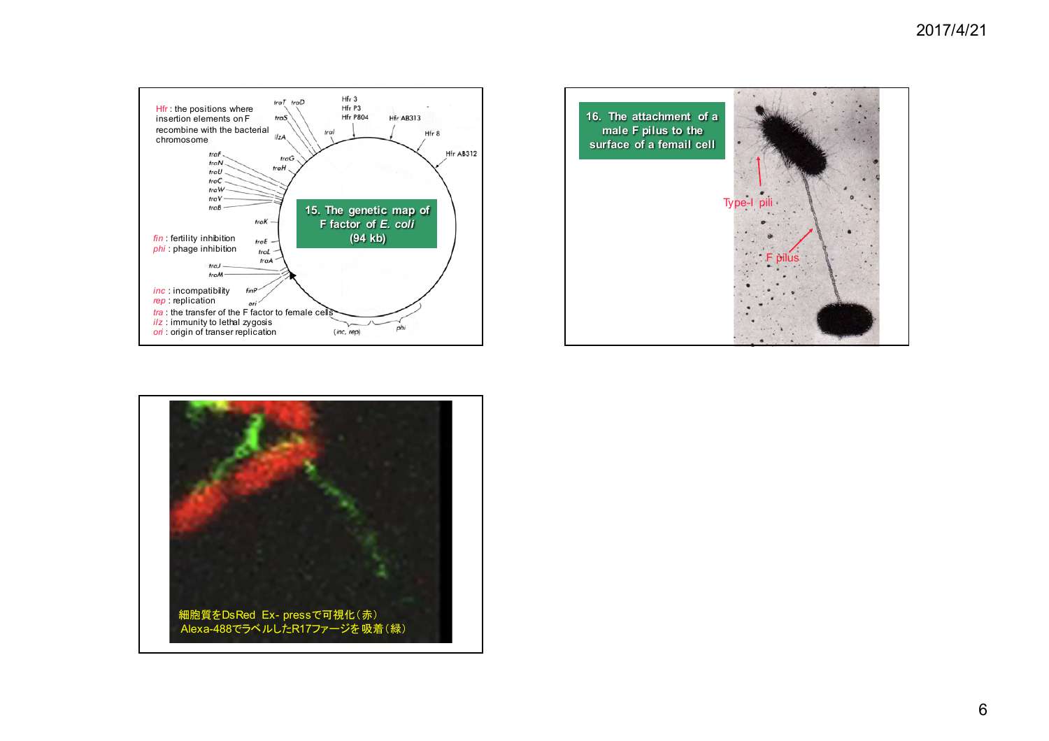## 15. The genetic map of F factor of *E. coli* (94 kb)

*Hfr* : the positions where insertion elements on F recombine with the bacterial chromosome

Hfr 3
Hfr P3
Hfr P804
Hfr AB313
Hfr 8
Hfr AB312

traT traD traS ilzA traI traG traH traF traN traU traC traW traV traB traK traE traL traA traJ traM finP ori (inc, rep) phi

*fin* : fertility inhibition
*phi* : phage inhibition

*inc* : incompatibility
*rep* : replication
*tra* : the transfer of the F factor to female cells
*ilz* : immunity to lethal zygosis
*ori* : origin of transer replication

## 16. The attachment of a male F pilus to the surface of a femail cell

Type-I pili

F pilus

細胞質をDsRed Ex- pressで可視化（赤）
Alexa-488でラベルしたR17ファージを吸着（緑）